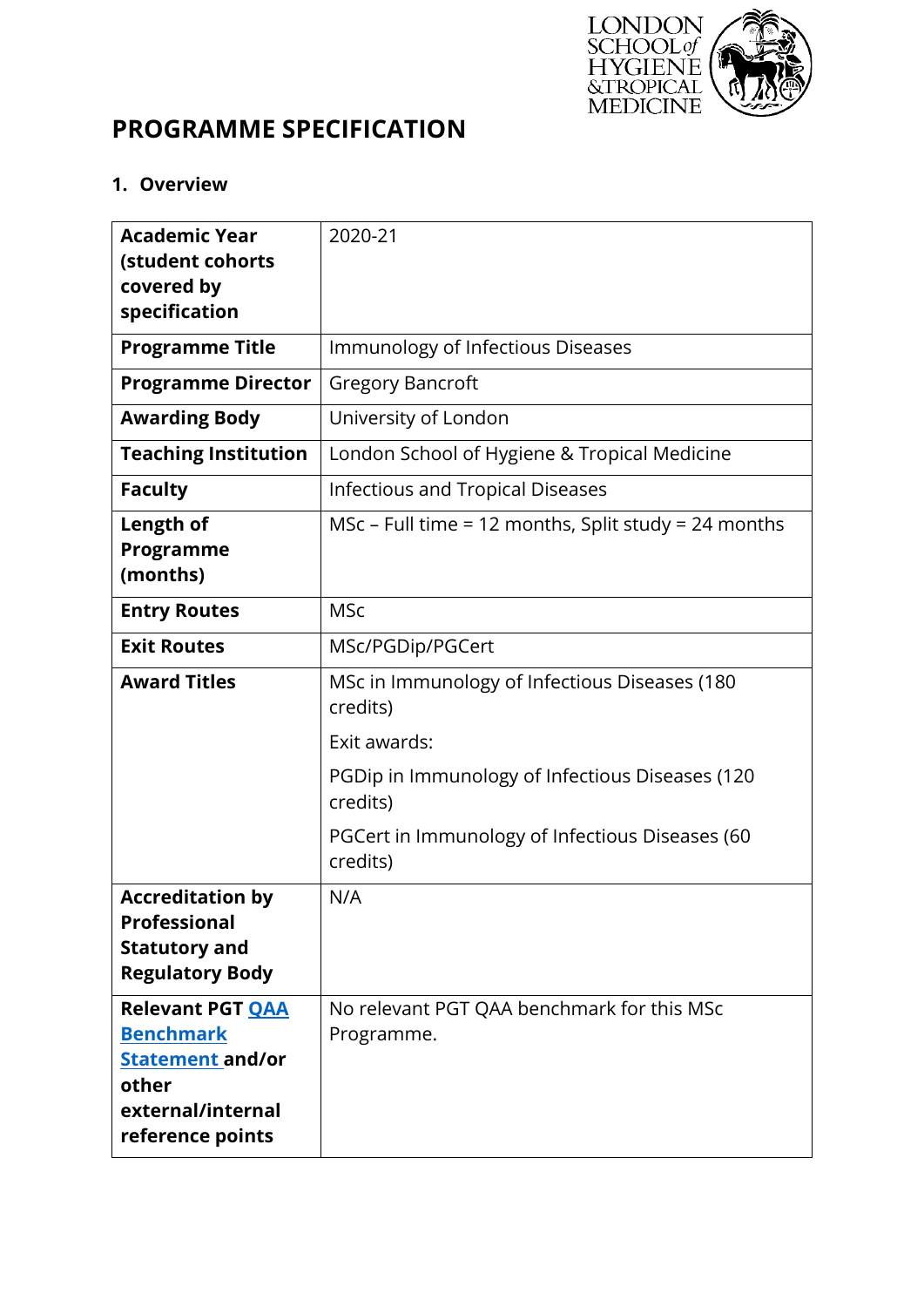# PROGRAMME SPECIFICATION

## 1. Overview

| | |
|---|---|
| **Academic Year (student cohorts covered by specification** | 2020-21 |
| **Programme Title** | Immunology of Infectious Diseases |
| **Programme Director** | Gregory Bancroft |
| **Awarding Body** | University of London |
| **Teaching Institution** | London School of Hygiene & Tropical Medicine |
| **Faculty** | Infectious and Tropical Diseases |
| **Length of Programme (months)** | MSc – Full time = 12 months, Split study = 24 months |
| **Entry Routes** | MSc |
| **Exit Routes** | MSc/PGDip/PGCert |
| **Award Titles** | MSc in Immunology of Infectious Diseases (180 credits)<br><br>Exit awards:<br><br>PGDip in Immunology of Infectious Diseases (120 credits)<br><br>PGCert in Immunology of Infectious Diseases (60 credits) |
| **Accreditation by Professional Statutory and Regulatory Body** | N/A |
| **Relevant PGT QAA Benchmark Statement and/or other external/internal reference points** | No relevant PGT QAA benchmark for this MSc Programme. |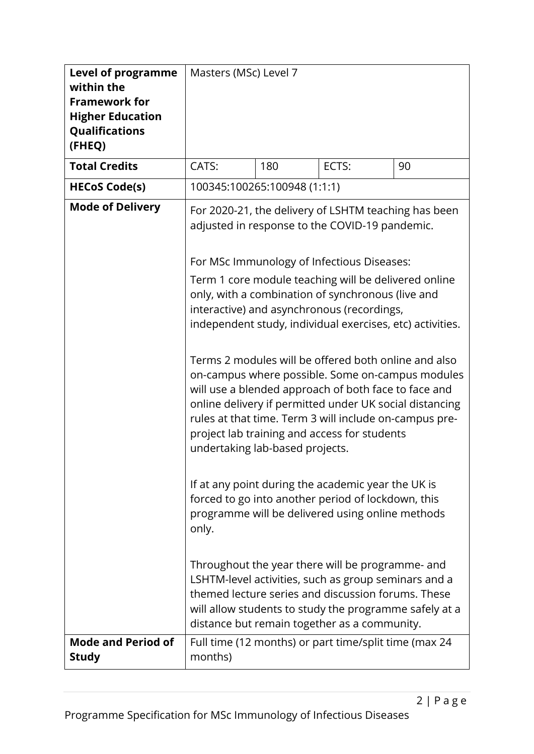| | | | | |
|---|---|---|---|---|
| **Level of programme within the Framework for Higher Education Qualifications (FHEQ)** | Masters (MSc) Level 7 | | | |
| **Total Credits** | CATS: | 180 | ECTS: | 90 |
| **HECoS Code(s)** | 100345:100265:100948 (1:1:1) | | | |
| **Mode of Delivery** | For 2020-21, the delivery of LSHTM teaching has been adjusted in response to the COVID-19 pandemic.<br><br>For MSc Immunology of Infectious Diseases:<br>Term 1 core module teaching will be delivered online only, with a combination of synchronous (live and interactive) and asynchronous (recordings, independent study, individual exercises, etc) activities.<br><br>Terms 2 modules will be offered both online and also on-campus where possible. Some on-campus modules will use a blended approach of both face to face and online delivery if permitted under UK social distancing rules at that time. Term 3 will include on-campus pre-project lab training and access for students undertaking lab-based projects.<br><br>If at any point during the academic year the UK is forced to go into another period of lockdown, this programme will be delivered using online methods only.<br><br>Throughout the year there will be programme- and LSHTM-level activities, such as group seminars and a themed lecture series and discussion forums. These will allow students to study the programme safely at a distance but remain together as a community. | | | |
| **Mode and Period of Study** | Full time (12 months) or part time/split time (max 24 months) | | | |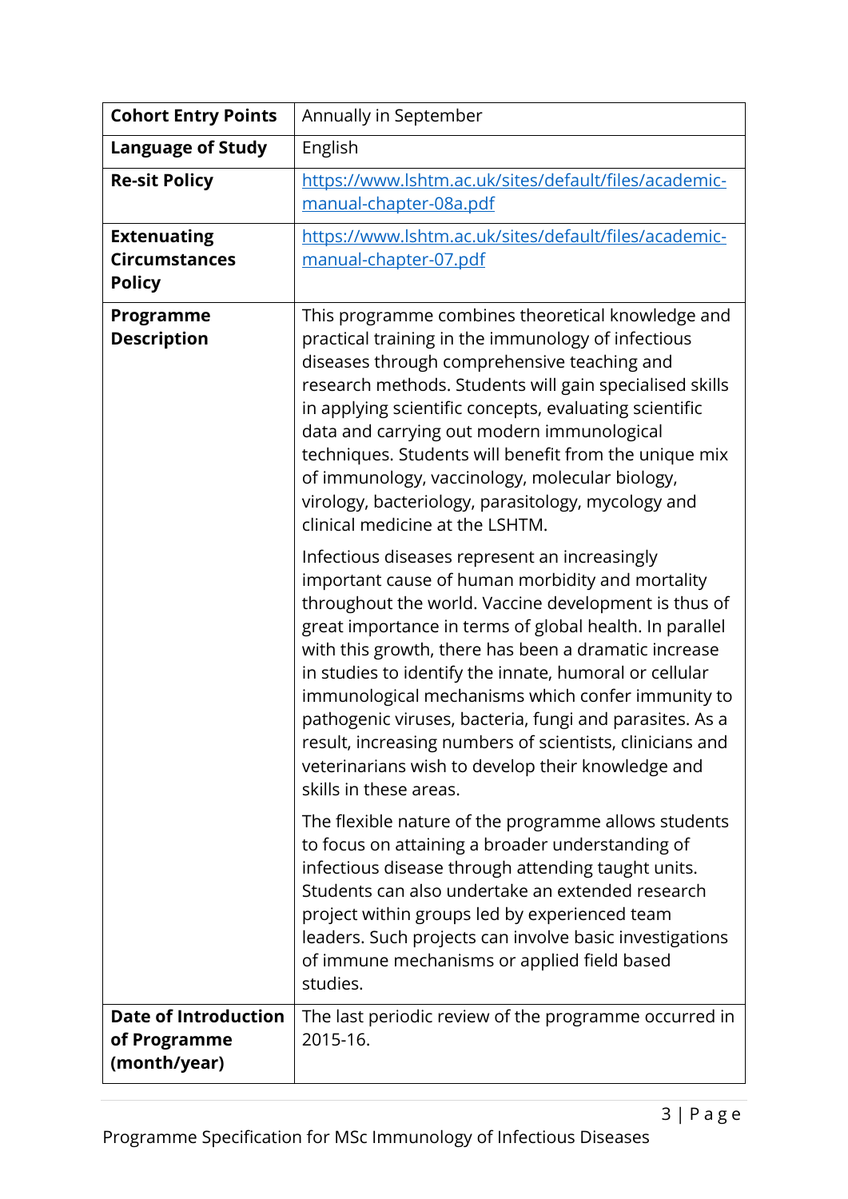| **Cohort Entry Points** | Annually in September |
|---|---|
| **Language of Study** | English |
| **Re-sit Policy** | [https://www.lshtm.ac.uk/sites/default/files/academic-manual-chapter-08a.pdf](https://www.lshtm.ac.uk/sites/default/files/academic-manual-chapter-08a.pdf) |
| **Extenuating Circumstances Policy** | [https://www.lshtm.ac.uk/sites/default/files/academic-manual-chapter-07.pdf](https://www.lshtm.ac.uk/sites/default/files/academic-manual-chapter-07.pdf) |
| **Programme Description** | This programme combines theoretical knowledge and practical training in the immunology of infectious diseases through comprehensive teaching and research methods. Students will gain specialised skills in applying scientific concepts, evaluating scientific data and carrying out modern immunological techniques. Students will benefit from the unique mix of immunology, vaccinology, molecular biology, virology, bacteriology, parasitology, mycology and clinical medicine at the LSHTM.<br><br>Infectious diseases represent an increasingly important cause of human morbidity and mortality throughout the world. Vaccine development is thus of great importance in terms of global health. In parallel with this growth, there has been a dramatic increase in studies to identify the innate, humoral or cellular immunological mechanisms which confer immunity to pathogenic viruses, bacteria, fungi and parasites. As a result, increasing numbers of scientists, clinicians and veterinarians wish to develop their knowledge and skills in these areas.<br><br>The flexible nature of the programme allows students to focus on attaining a broader understanding of infectious disease through attending taught units. Students can also undertake an extended research project within groups led by experienced team leaders. Such projects can involve basic investigations of immune mechanisms or applied field based studies. |
| **Date of Introduction of Programme (month/year)** | The last periodic review of the programme occurred in 2015-16. |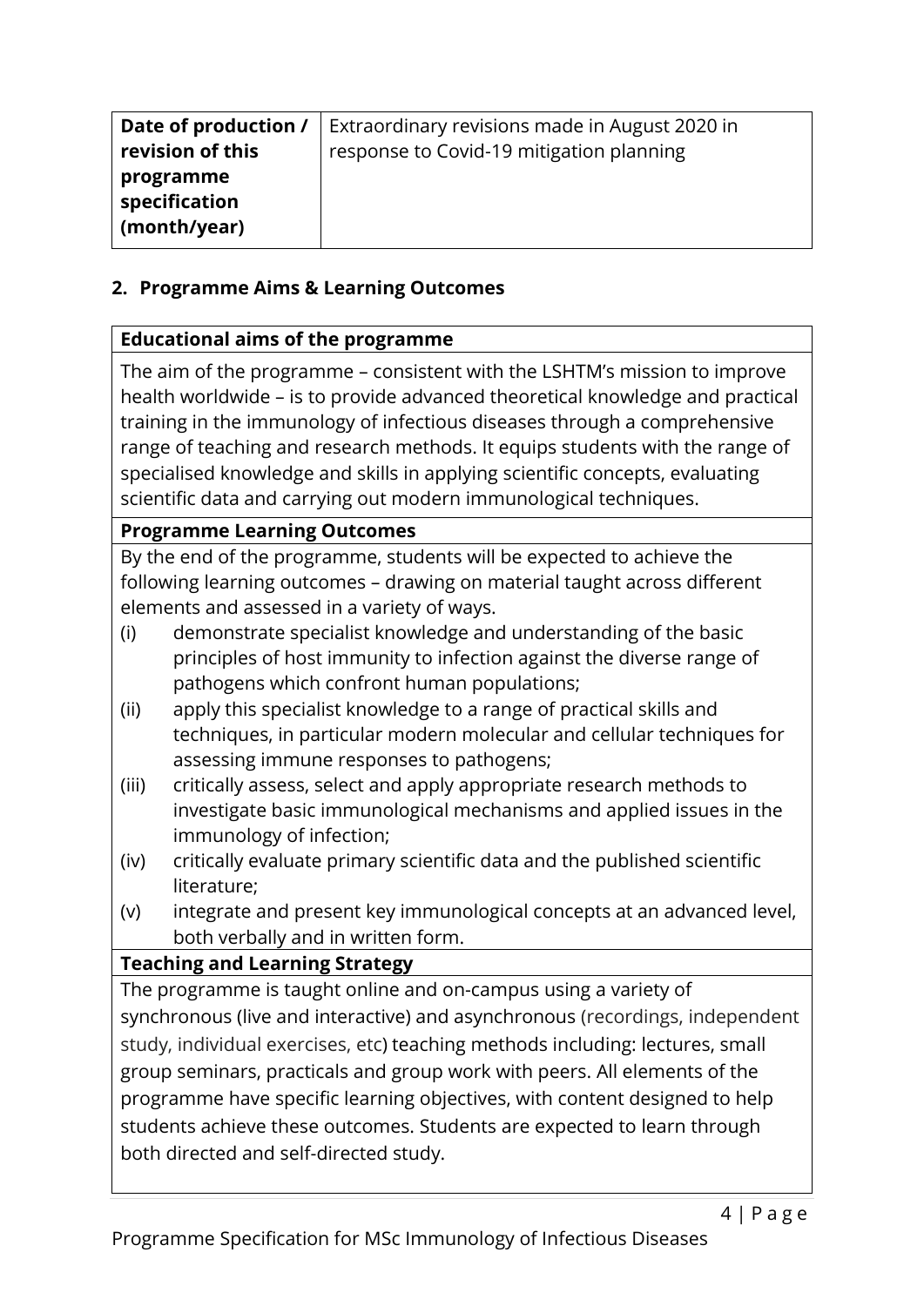| **Date of production / revision of this programme specification (month/year)** | Extraordinary revisions made in August 2020 in response to Covid-19 mitigation planning |
| --- | --- |

## 2. Programme Aims & Learning Outcomes

**Educational aims of the programme**

The aim of the programme – consistent with the LSHTM's mission to improve health worldwide – is to provide advanced theoretical knowledge and practical training in the immunology of infectious diseases through a comprehensive range of teaching and research methods. It equips students with the range of specialised knowledge and skills in applying scientific concepts, evaluating scientific data and carrying out modern immunological techniques.

**Programme Learning Outcomes**

By the end of the programme, students will be expected to achieve the following learning outcomes – drawing on material taught across different elements and assessed in a variety of ways.

(i) demonstrate specialist knowledge and understanding of the basic principles of host immunity to infection against the diverse range of pathogens which confront human populations;

(ii) apply this specialist knowledge to a range of practical skills and techniques, in particular modern molecular and cellular techniques for assessing immune responses to pathogens;

(iii) critically assess, select and apply appropriate research methods to investigate basic immunological mechanisms and applied issues in the immunology of infection;

(iv) critically evaluate primary scientific data and the published scientific literature;

(v) integrate and present key immunological concepts at an advanced level, both verbally and in written form.

**Teaching and Learning Strategy**

The programme is taught online and on-campus using a variety of synchronous (live and interactive) and asynchronous (recordings, independent study, individual exercises, etc) teaching methods including: lectures, small group seminars, practicals and group work with peers. All elements of the programme have specific learning objectives, with content designed to help students achieve these outcomes. Students are expected to learn through both directed and self-directed study.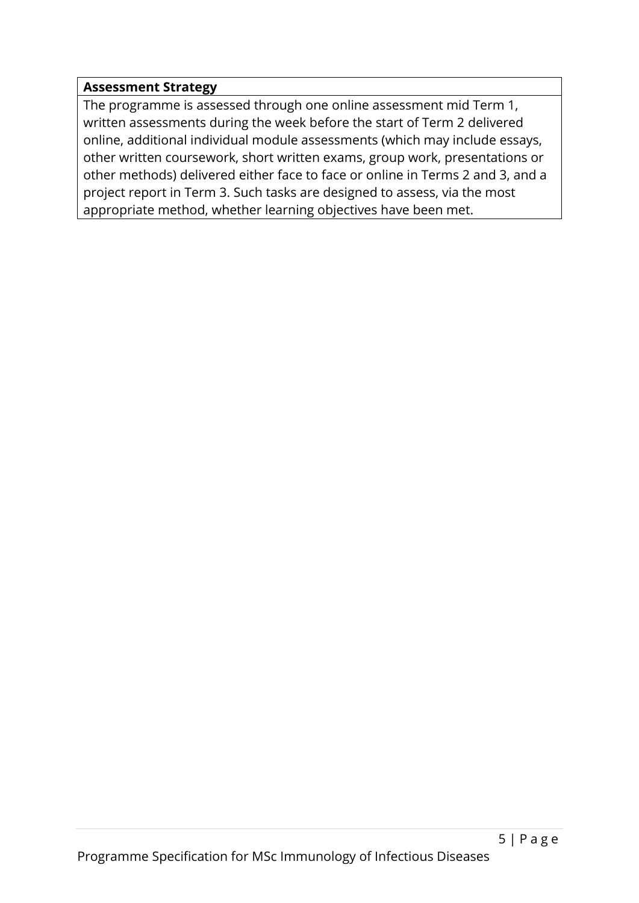| **Assessment Strategy** |
| --- |
| The programme is assessed through one online assessment mid Term 1, written assessments during the week before the start of Term 2 delivered online, additional individual module assessments (which may include essays, other written coursework, short written exams, group work, presentations or other methods) delivered either face to face or online in Terms 2 and 3, and a project report in Term 3. Such tasks are designed to assess, via the most appropriate method, whether learning objectives have been met. |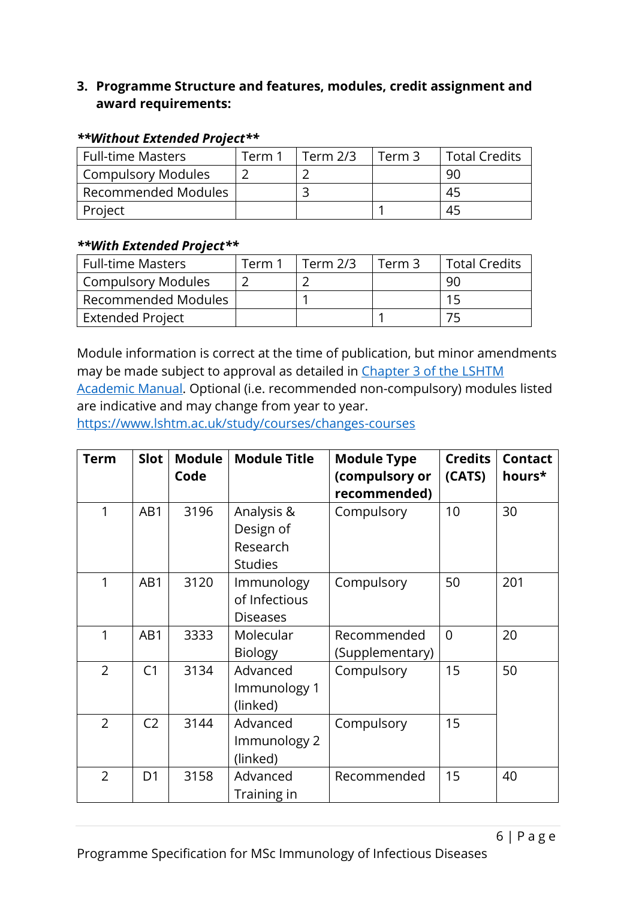### 3. Programme Structure and features, modules, credit assignment and award requirements:

***\*\*Without Extended Project\*\****

| Full-time Masters | Term 1 | Term 2/3 | Term 3 | Total Credits |
|---|---|---|---|---|
| Compulsory Modules | 2 | 2 | | 90 |
| Recommended Modules | | 3 | | 45 |
| Project | | | 1 | 45 |

***\*\*With Extended Project\*\****

| Full-time Masters | Term 1 | Term 2/3 | Term 3 | Total Credits |
|---|---|---|---|---|
| Compulsory Modules | 2 | 2 | | 90 |
| Recommended Modules | | 1 | | 15 |
| Extended Project | | | 1 | 75 |

Module information is correct at the time of publication, but minor amendments may be made subject to approval as detailed in [Chapter 3 of the LSHTM Academic Manual](). Optional (i.e. recommended non-compulsory) modules listed are indicative and may change from year to year.
[https://www.lshtm.ac.uk/study/courses/changes-courses](https://www.lshtm.ac.uk/study/courses/changes-courses)

| Term | Slot | Module Code | Module Title | Module Type (compulsory or recommended) | Credits (CATS) | Contact hours* |
|---|---|---|---|---|---|---|
| 1 | AB1 | 3196 | Analysis & Design of Research Studies | Compulsory | 10 | 30 |
| 1 | AB1 | 3120 | Immunology of Infectious Diseases | Compulsory | 50 | 201 |
| 1 | AB1 | 3333 | Molecular Biology | Recommended (Supplementary) | 0 | 20 |
| 2 | C1 | 3134 | Advanced Immunology 1 (linked) | Compulsory | 15 | 50 |
| 2 | C2 | 3144 | Advanced Immunology 2 (linked) | Compulsory | 15 | |
| 2 | D1 | 3158 | Advanced Training in | Recommended | 15 | 40 |

Programme Specification for MSc Immunology of Infectious Diseases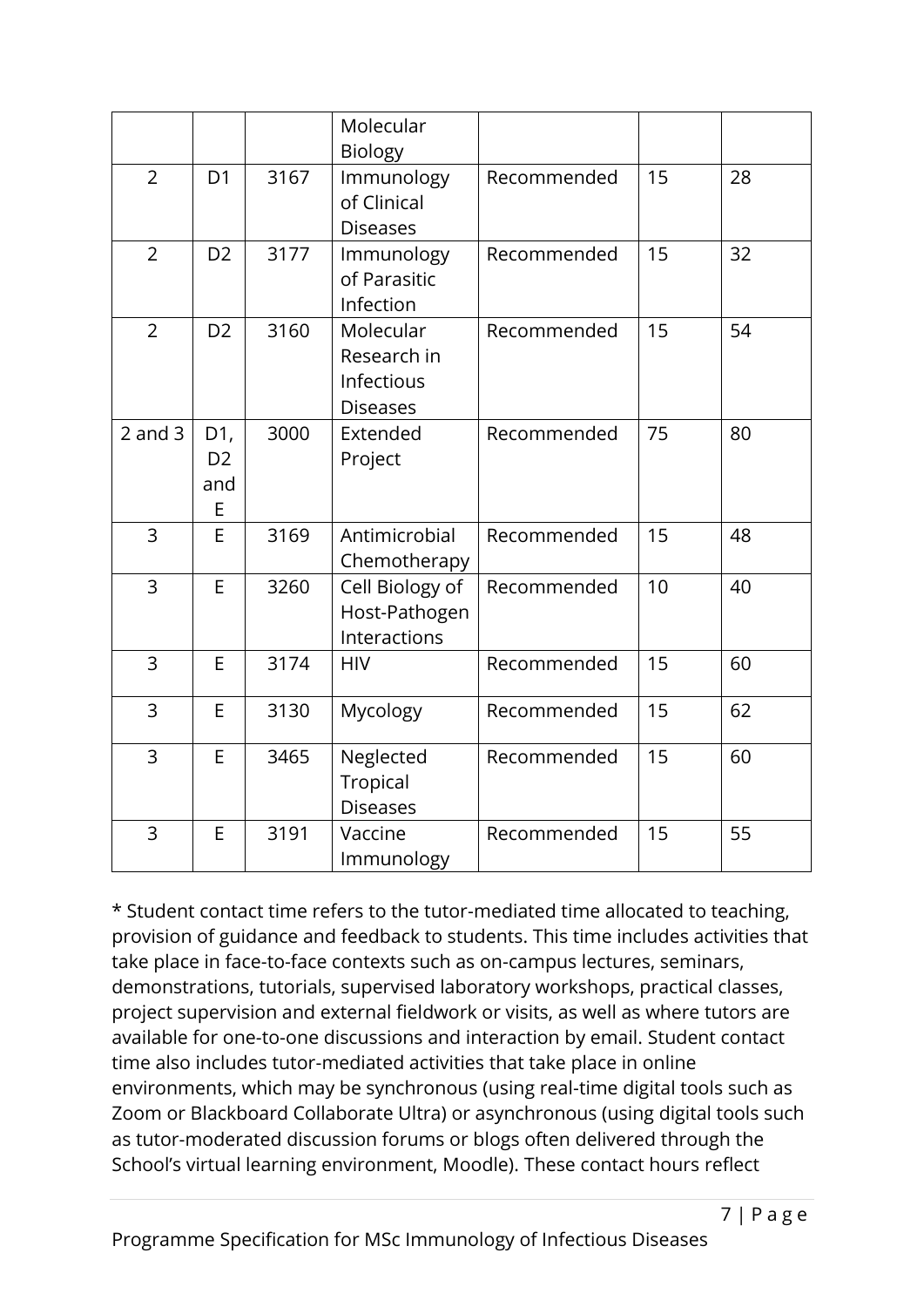| | | | Molecular Biology | | | |
|---|---|---|---|---|---|---|
| 2 | D1 | 3167 | Immunology of Clinical Diseases | Recommended | 15 | 28 |
| 2 | D2 | 3177 | Immunology of Parasitic Infection | Recommended | 15 | 32 |
| 2 | D2 | 3160 | Molecular Research in Infectious Diseases | Recommended | 15 | 54 |
| 2 and 3 | D1, D2 and E | 3000 | Extended Project | Recommended | 75 | 80 |
| 3 | E | 3169 | Antimicrobial Chemotherapy | Recommended | 15 | 48 |
| 3 | E | 3260 | Cell Biology of Host-Pathogen Interactions | Recommended | 10 | 40 |
| 3 | E | 3174 | HIV | Recommended | 15 | 60 |
| 3 | E | 3130 | Mycology | Recommended | 15 | 62 |
| 3 | E | 3465 | Neglected Tropical Diseases | Recommended | 15 | 60 |
| 3 | E | 3191 | Vaccine Immunology | Recommended | 15 | 55 |

* Student contact time refers to the tutor-mediated time allocated to teaching, provision of guidance and feedback to students. This time includes activities that take place in face-to-face contexts such as on-campus lectures, seminars, demonstrations, tutorials, supervised laboratory workshops, practical classes, project supervision and external fieldwork or visits, as well as where tutors are available for one-to-one discussions and interaction by email. Student contact time also includes tutor-mediated activities that take place in online environments, which may be synchronous (using real-time digital tools such as Zoom or Blackboard Collaborate Ultra) or asynchronous (using digital tools such as tutor-moderated discussion forums or blogs often delivered through the School's virtual learning environment, Moodle). These contact hours reflect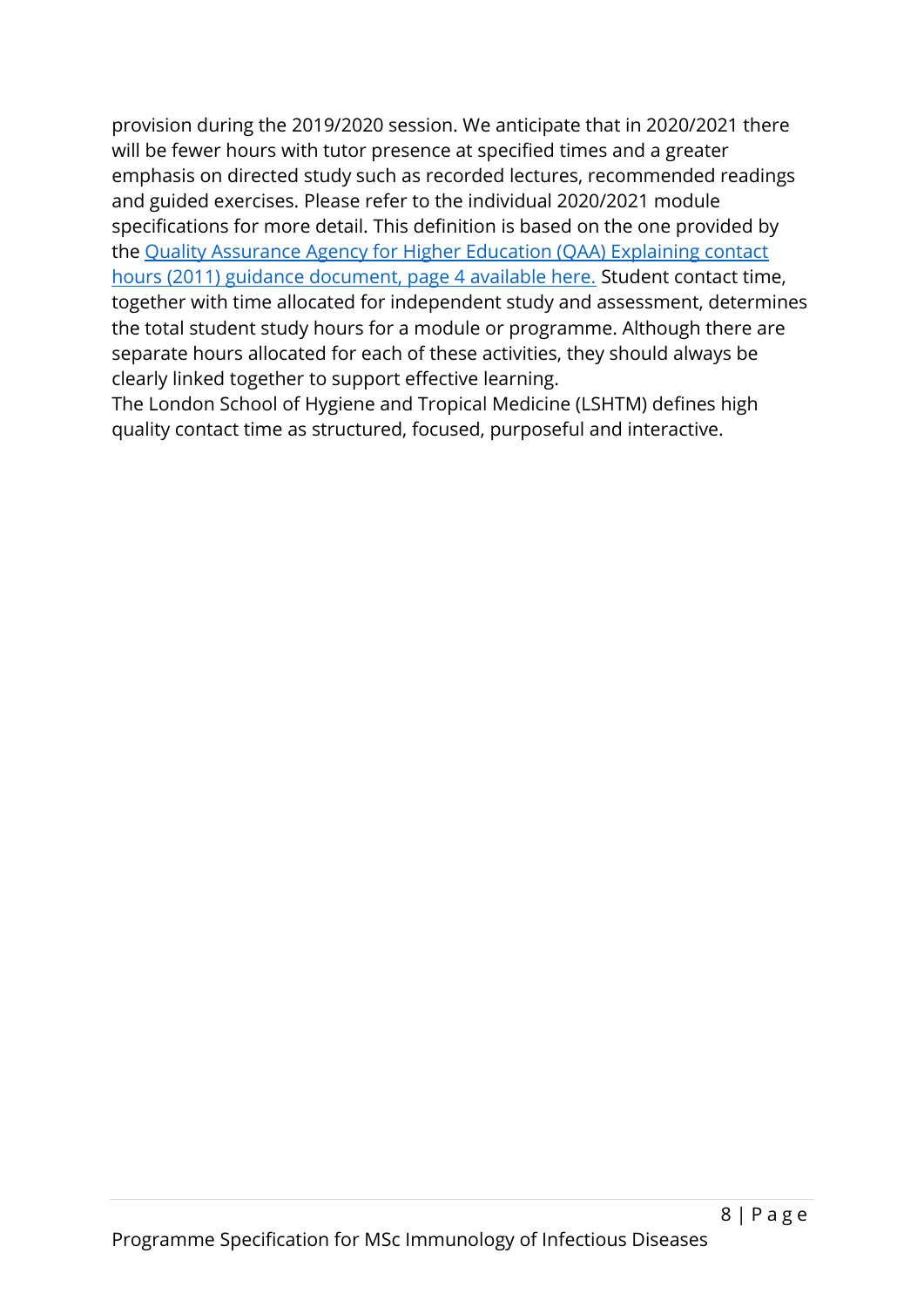provision during the 2019/2020 session. We anticipate that in 2020/2021 there will be fewer hours with tutor presence at specified times and a greater emphasis on directed study such as recorded lectures, recommended readings and guided exercises. Please refer to the individual 2020/2021 module specifications for more detail. This definition is based on the one provided by the Quality Assurance Agency for Higher Education (QAA) Explaining contact hours (2011) guidance document, page 4 available here. Student contact time, together with time allocated for independent study and assessment, determines the total student study hours for a module or programme. Although there are separate hours allocated for each of these activities, they should always be clearly linked together to support effective learning.

The London School of Hygiene and Tropical Medicine (LSHTM) defines high quality contact time as structured, focused, purposeful and interactive.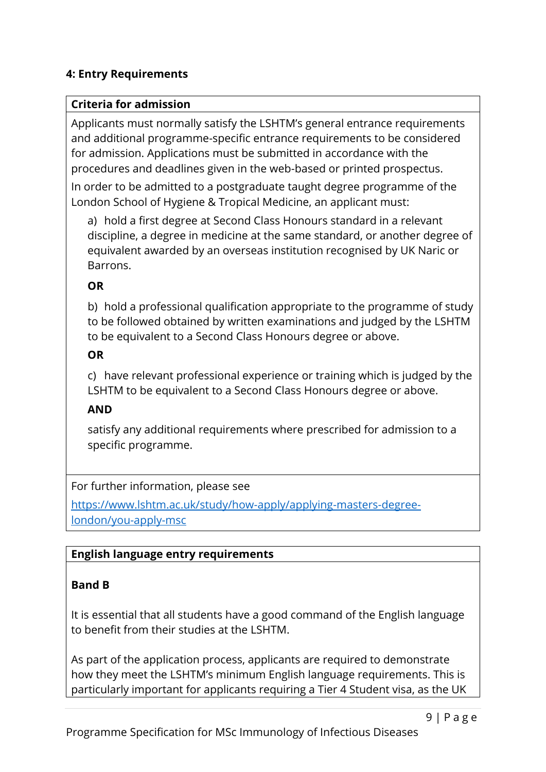#### 4: Entry Requirements

**Criteria for admission**

Applicants must normally satisfy the LSHTM's general entrance requirements and additional programme-specific entrance requirements to be considered for admission. Applications must be submitted in accordance with the procedures and deadlines given in the web-based or printed prospectus.

In order to be admitted to a postgraduate taught degree programme of the London School of Hygiene & Tropical Medicine, an applicant must:

a) hold a first degree at Second Class Honours standard in a relevant discipline, a degree in medicine at the same standard, or another degree of equivalent awarded by an overseas institution recognised by UK Naric or Barrons.

**OR**

b) hold a professional qualification appropriate to the programme of study to be followed obtained by written examinations and judged by the LSHTM to be equivalent to a Second Class Honours degree or above.

**OR**

c) have relevant professional experience or training which is judged by the LSHTM to be equivalent to a Second Class Honours degree or above.

**AND**

satisfy any additional requirements where prescribed for admission to a specific programme.

For further information, please see

https://www.lshtm.ac.uk/study/how-apply/applying-masters-degree-london/you-apply-msc

**English language entry requirements**

**Band B**

It is essential that all students have a good command of the English language to benefit from their studies at the LSHTM.

As part of the application process, applicants are required to demonstrate how they meet the LSHTM's minimum English language requirements. This is particularly important for applicants requiring a Tier 4 Student visa, as the UK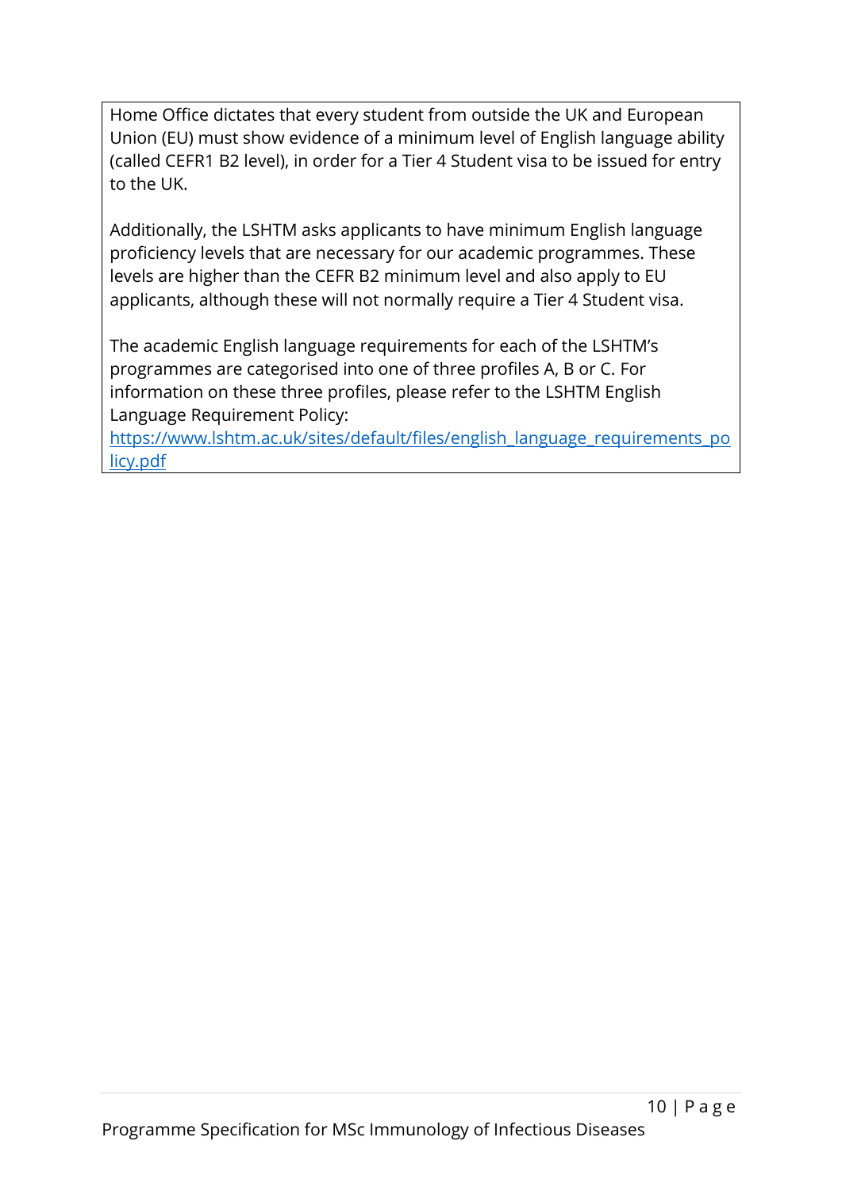Home Office dictates that every student from outside the UK and European Union (EU) must show evidence of a minimum level of English language ability (called CEFR1 B2 level), in order for a Tier 4 Student visa to be issued for entry to the UK.

Additionally, the LSHTM asks applicants to have minimum English language proficiency levels that are necessary for our academic programmes. These levels are higher than the CEFR B2 minimum level and also apply to EU applicants, although these will not normally require a Tier 4 Student visa.

The academic English language requirements for each of the LSHTM's programmes are categorised into one of three profiles A, B or C. For information on these three profiles, please refer to the LSHTM English Language Requirement Policy:
https://www.lshtm.ac.uk/sites/default/files/english_language_requirements_policy.pdf